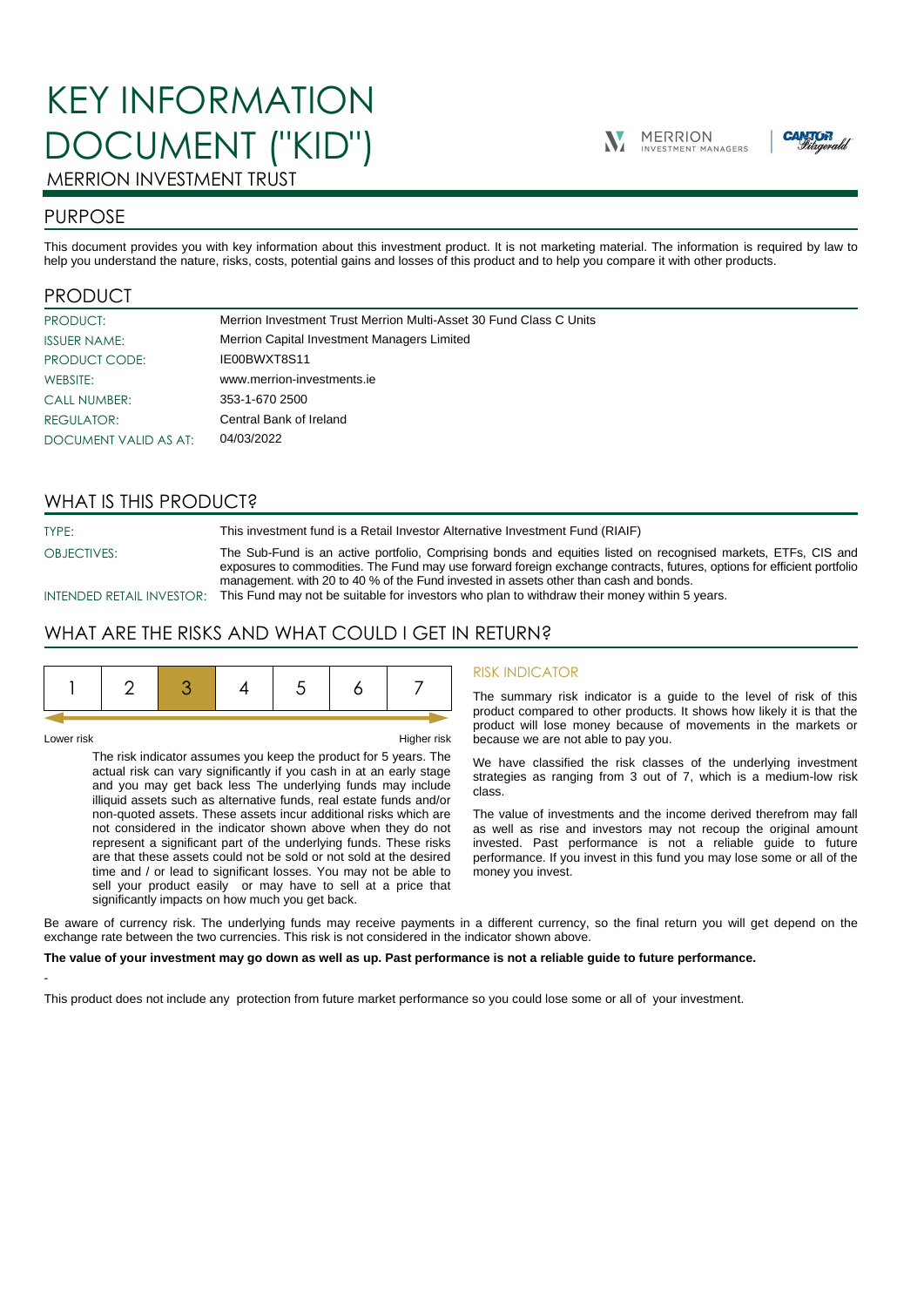# KEY INFORMATION DOCUMENT ("KID")

MERRION INVESTMENT TRUST

## PURPOSE

This document provides you with key information about this investment product. It is not marketing material. The information is required by law to help you understand the nature, risks, costs, potential gains and losses of this product and to help you compare it with other products.

## PRODUCT

| | |
|---|---|
| PRODUCT: | Merrion Investment Trust Merrion Multi-Asset 30 Fund Class C Units |
| ISSUER NAME: | Merrion Capital Investment Managers Limited |
| PRODUCT CODE: | IE00BWXT8S11 |
| WEBSITE: | www.merrion-investments.ie |
| CALL NUMBER: | 353-1-670 2500 |
| REGULATOR: | Central Bank of Ireland |
| DOCUMENT VALID AS AT: | 04/03/2022 |

## WHAT IS THIS PRODUCT?

| | |
|---|---|
| TYPE: | This investment fund is a Retail Investor Alternative Investment Fund (RIAIF) |
| OBJECTIVES: | The Sub-Fund is an active portfolio, Comprising bonds and equities listed on recognised markets, ETFs, CIS and exposures to commodities. The Fund may use forward foreign exchange contracts, futures, options for efficient portfolio management. with 20 to 40 % of the Fund invested in assets other than cash and bonds. |
| INTENDED RETAIL INVESTOR: | This Fund may not be suitable for investors who plan to withdraw their money within 5 years. |

## WHAT ARE THE RISKS AND WHAT COULD I GET IN RETURN?

| 1 | 2 | **3** | 4 | 5 | 6 | 7 |
|---|---|---|---|---|---|---|

Lower risk — Higher risk

The risk indicator assumes you keep the product for 5 years. The actual risk can vary significantly if you cash in at an early stage and you may get back less The underlying funds may include illiquid assets such as alternative funds, real estate funds and/or non-quoted assets. These assets incur additional risks which are not considered in the indicator shown above when they do not represent a significant part of the underlying funds. These risks are that these assets could not be sold or not sold at the desired time and / or lead to significant losses. You may not be able to sell your product easily or may have to sell at a price that significantly impacts on how much you get back.

### RISK INDICATOR

The summary risk indicator is a guide to the level of risk of this product compared to other products. It shows how likely it is that the product will lose money because of movements in the markets or because we are not able to pay you.

We have classified the risk classes of the underlying investment strategies as ranging from 3 out of 7, which is a medium-low risk class.

The value of investments and the income derived therefrom may fall as well as rise and investors may not recoup the original amount invested. Past performance is not a reliable guide to future performance. If you invest in this fund you may lose some or all of the money you invest.

Be aware of currency risk. The underlying funds may receive payments in a different currency, so the final return you will get depend on the exchange rate between the two currencies. This risk is not considered in the indicator shown above.

**The value of your investment may go down as well as up. Past performance is not a reliable guide to future performance.**

-

This product does not include any protection from future market performance so you could lose some or all of your investment.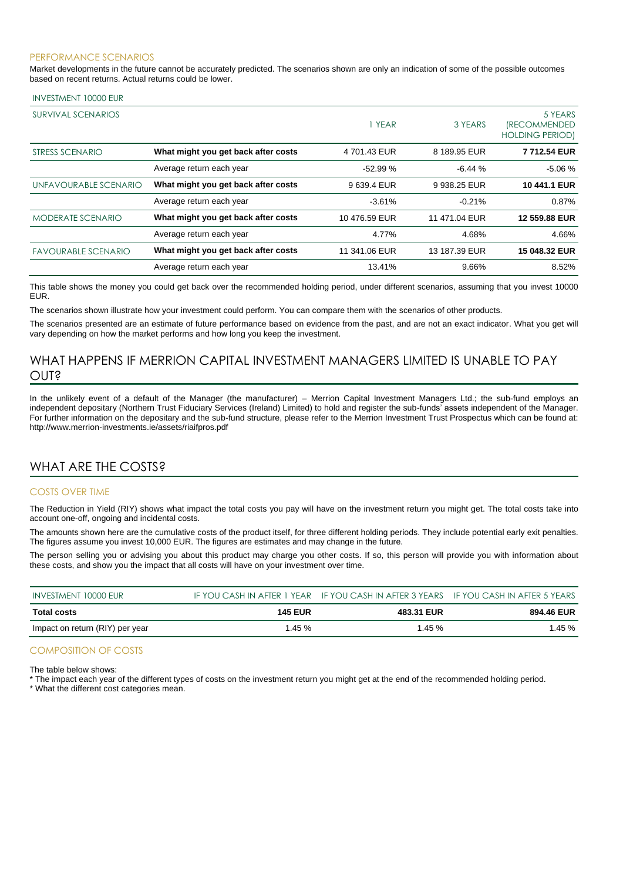### PERFORMANCE SCENARIOS

Market developments in the future cannot be accurately predicted. The scenarios shown are only an indication of some of the possible outcomes based on recent returns. Actual returns could be lower.

INVESTMENT 10000 EUR

| SURVIVAL SCENARIOS | | 1 YEAR | 3 YEARS | 5 YEARS (RECOMMENDED HOLDING PERIOD) |
|---|---|---|---|---|
| STRESS SCENARIO | **What might you get back after costs** | 4 701.43 EUR | 8 189.95 EUR | **7 712.54 EUR** |
| | Average return each year | -52.99 % | -6.44 % | -5.06 % |
| UNFAVOURABLE SCENARIO | **What might you get back after costs** | 9 639.4 EUR | 9 938.25 EUR | **10 441.1 EUR** |
| | Average return each year | -3.61% | -0.21% | 0.87% |
| MODERATE SCENARIO | **What might you get back after costs** | 10 476.59 EUR | 11 471.04 EUR | **12 559.88 EUR** |
| | Average return each year | 4.77% | 4.68% | 4.66% |
| FAVOURABLE SCENARIO | **What might you get back after costs** | 11 341.06 EUR | 13 187.39 EUR | **15 048.32 EUR** |
| | Average return each year | 13.41% | 9.66% | 8.52% |

This table shows the money you could get back over the recommended holding period, under different scenarios, assuming that you invest 10000 EUR.

The scenarios shown illustrate how your investment could perform. You can compare them with the scenarios of other products.

The scenarios presented are an estimate of future performance based on evidence from the past, and are not an exact indicator. What you get will vary depending on how the market performs and how long you keep the investment.

## WHAT HAPPENS IF MERRION CAPITAL INVESTMENT MANAGERS LIMITED IS UNABLE TO PAY OUT?

In the unlikely event of a default of the Manager (the manufacturer) – Merrion Capital Investment Managers Ltd.; the sub-fund employs an independent depositary (Northern Trust Fiduciary Services (Ireland) Limited) to hold and register the sub-funds' assets independent of the Manager. For further information on the depositary and the sub-fund structure, please refer to the Merrion Investment Trust Prospectus which can be found at: http://www.merrion-investments.ie/assets/riaifpros.pdf

## WHAT ARE THE COSTS?

### COSTS OVER TIME

The Reduction in Yield (RIY) shows what impact the total costs you pay will have on the investment return you might get. The total costs take into account one-off, ongoing and incidental costs.

The amounts shown here are the cumulative costs of the product itself, for three different holding periods. They include potential early exit penalties. The figures assume you invest 10,000 EUR. The figures are estimates and may change in the future.

The person selling you or advising you about this product may charge you other costs. If so, this person will provide you with information about these costs, and show you the impact that all costs will have on your investment over time.

| INVESTMENT 10000 EUR | IF YOU CASH IN AFTER 1 YEAR | IF YOU CASH IN AFTER 3 YEARS | IF YOU CASH IN AFTER 5 YEARS |
|---|---|---|---|
| **Total costs** | **145 EUR** | **483.31 EUR** | **894.46 EUR** |
| Impact on return (RIY) per year | 1.45 % | 1.45 % | 1.45 % |

### COMPOSITION OF COSTS

The table below shows:

* The impact each year of the different types of costs on the investment return you might get at the end of the recommended holding period.
* What the different cost categories mean.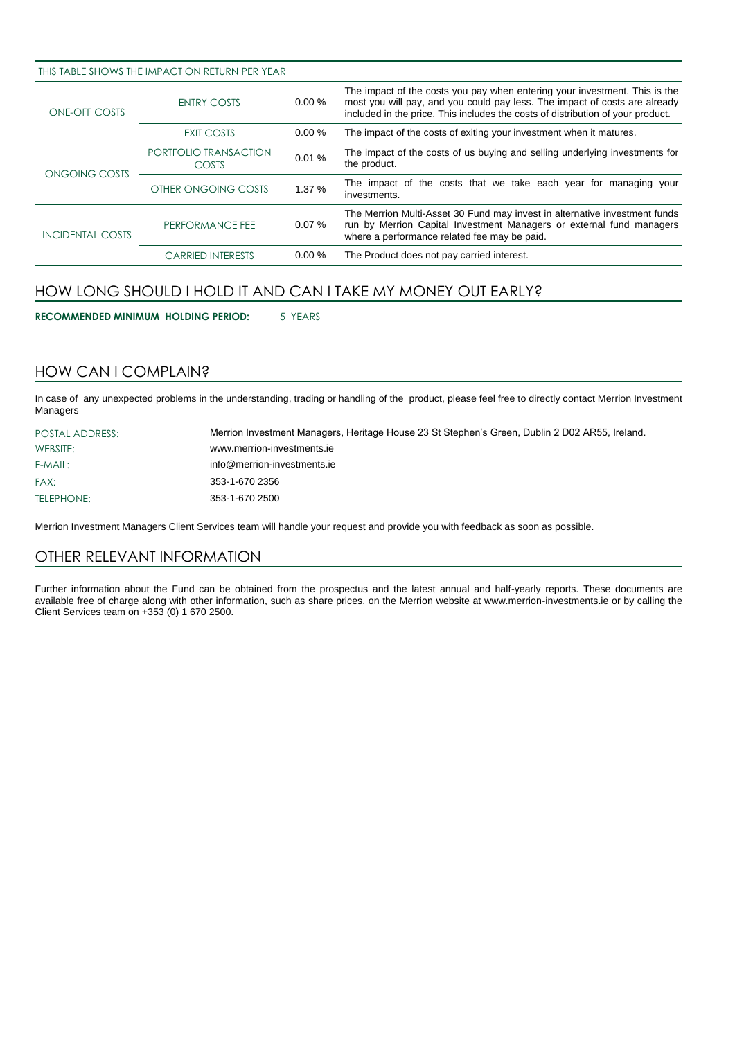| THIS TABLE SHOWS THE IMPACT ON RETURN PER YEAR | | | |
|---|---|---|---|
| ONE-OFF COSTS | ENTRY COSTS | 0.00 % | The impact of the costs you pay when entering your investment. This is the most you will pay, and you could pay less. The impact of costs are already included in the price. This includes the costs of distribution of your product. |
| | EXIT COSTS | 0.00 % | The impact of the costs of exiting your investment when it matures. |
| ONGOING COSTS | PORTFOLIO TRANSACTION COSTS | 0.01 % | The impact of the costs of us buying and selling underlying investments for the product. |
| | OTHER ONGOING COSTS | 1.37 % | The impact of the costs that we take each year for managing your investments. |
| INCIDENTAL COSTS | PERFORMANCE FEE | 0.07 % | The Merrion Multi-Asset 30 Fund may invest in alternative investment funds run by Merrion Capital Investment Managers or external fund managers where a performance related fee may be paid. |
| | CARRIED INTERESTS | 0.00 % | The Product does not pay carried interest. |

## HOW LONG SHOULD I HOLD IT AND CAN I TAKE MY MONEY OUT EARLY?

**RECOMMENDED MINIMUM HOLDING PERIOD:** 5 YEARS

## HOW CAN I COMPLAIN?

In case of any unexpected problems in the understanding, trading or handling of the product, please feel free to directly contact Merrion Investment Managers

| | |
|---|---|
| POSTAL ADDRESS: | Merrion Investment Managers, Heritage House 23 St Stephen's Green, Dublin 2 D02 AR55, Ireland. |
| WEBSITE: | www.merrion-investments.ie |
| E-MAIL: | info@merrion-investments.ie |
| FAX: | 353-1-670 2356 |
| TELEPHONE: | 353-1-670 2500 |

Merrion Investment Managers Client Services team will handle your request and provide you with feedback as soon as possible.

## OTHER RELEVANT INFORMATION

Further information about the Fund can be obtained from the prospectus and the latest annual and half-yearly reports. These documents are available free of charge along with other information, such as share prices, on the Merrion website at www.merrion-investments.ie or by calling the Client Services team on +353 (0) 1 670 2500.